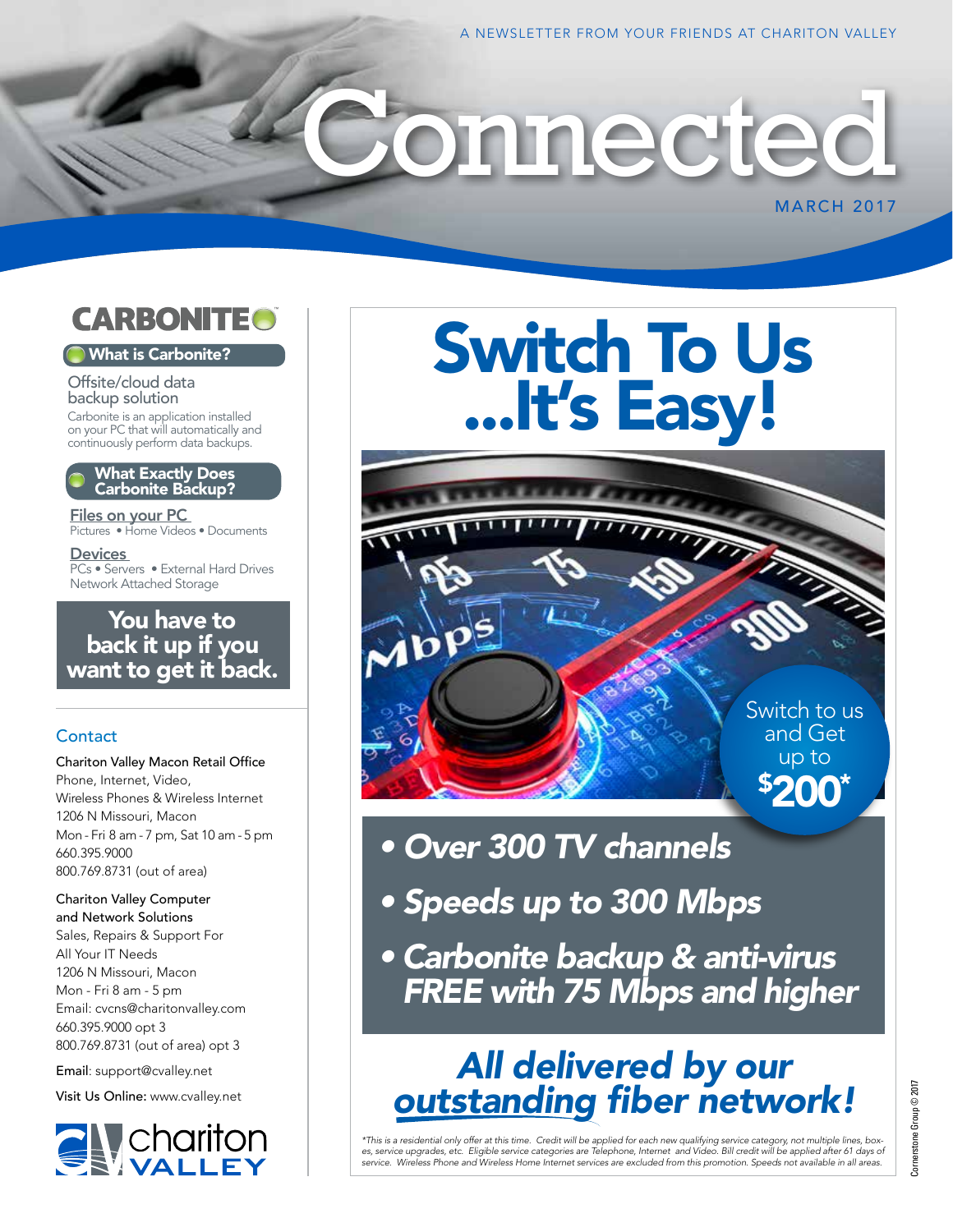A NEWSLETTER FROM YOUR FRIENDS AT CHARITON VALLEY

# Connected

MARCH 2017

## CARBONITE

### What is Carbonite?

Offsite/cloud data backup solution

Carbonite is an application installed on your PC that will automatically and continuously perform data backups.

### What Exactly Does Carbonite Backup?

**Files on your PC**
Pictures • Home Videos • Documents

**Devices**
PCs • Servers • External Hard Drives
Network Attached Storage

**You have to back it up if you want to get it back.**

### Contact

Chariton Valley Macon Retail Office
Phone, Internet, Video,
Wireless Phones & Wireless Internet
1206 N Missouri, Macon
Mon - Fri 8 am - 7 pm, Sat 10 am - 5 pm
660.395.9000
800.769.8731 (out of area)

Chariton Valley Computer and Network Solutions
Sales, Repairs & Support For All Your IT Needs
1206 N Missouri, Macon
Mon - Fri 8 am - 5 pm
Email: cvcns@charitonvalley.com
660.395.9000 opt 3
800.769.8731 (out of area) opt 3

Email: support@cvalley.net

Visit Us Online: www.cvalley.net

chariton VALLEY

# Switch To Us ...It's Easy!

Switch to us and Get up to $200*

- *Over 300 TV channels*
- *Speeds up to 300 Mbps*
- *Carbonite backup & anti-virus FREE with 75 Mbps and higher*

## *All delivered by our outstanding fiber network!*

*\*This is a residential only offer at this time. Credit will be applied for each new qualifying service category, not multiple lines, boxes, service upgrades, etc. Eligible service categories are Telephone, Internet and Video. Bill credit will be applied after 61 days of service. Wireless Phone and Wireless Home Internet services are excluded from this promotion. Speeds not available in all areas.*

Cornerstone Group © 2017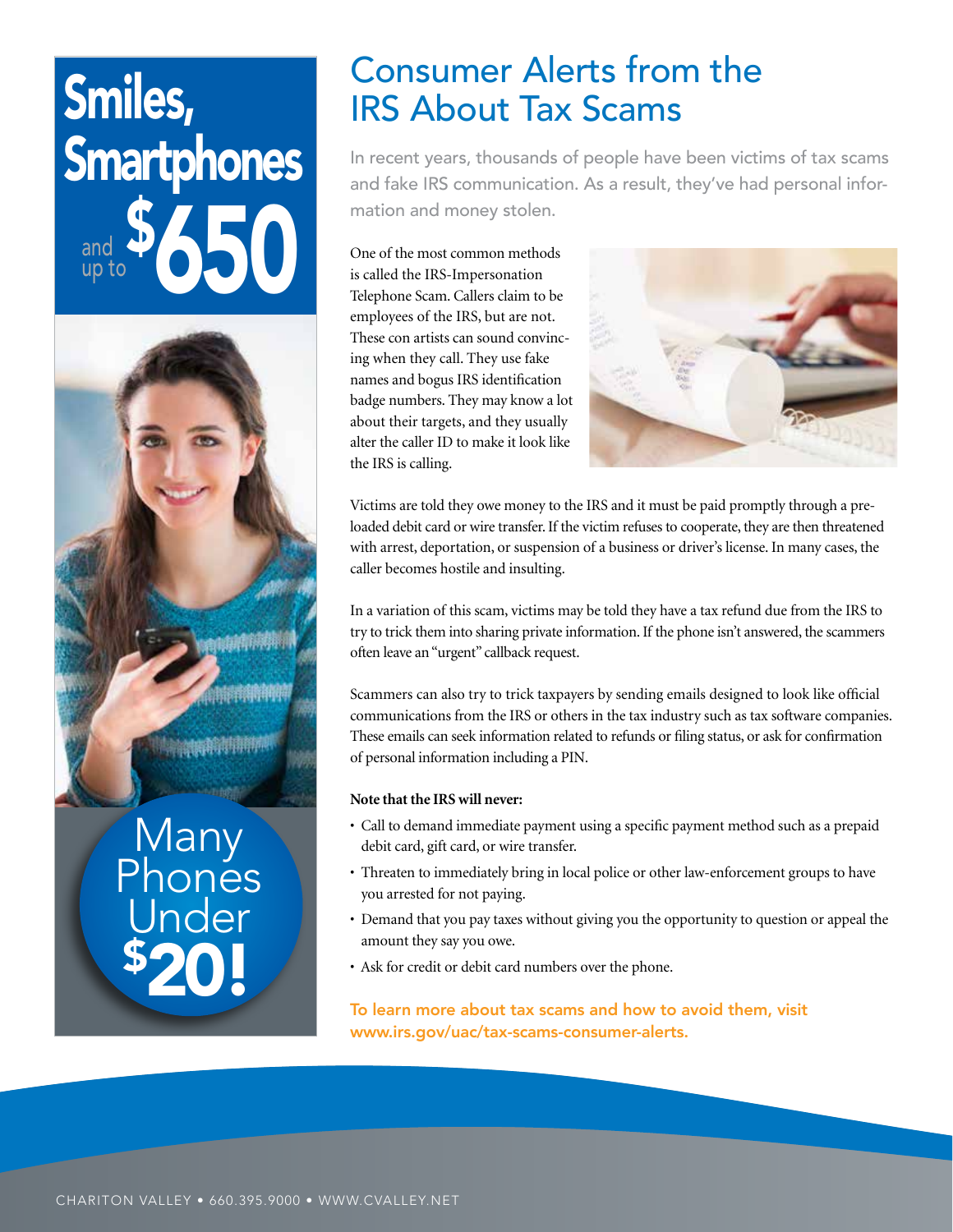Smiles, Smartphones and up to $650

Many Phones Under $20!

# Consumer Alerts from the IRS About Tax Scams

In recent years, thousands of people have been victims of tax scams and fake IRS communication. As a result, they've had personal information and money stolen.

One of the most common methods is called the IRS-Impersonation Telephone Scam. Callers claim to be employees of the IRS, but are not. These con artists can sound convincing when they call. They use fake names and bogus IRS identification badge numbers. They may know a lot about their targets, and they usually alter the caller ID to make it look like the IRS is calling.

Victims are told they owe money to the IRS and it must be paid promptly through a preloaded debit card or wire transfer. If the victim refuses to cooperate, they are then threatened with arrest, deportation, or suspension of a business or driver's license. In many cases, the caller becomes hostile and insulting.

In a variation of this scam, victims may be told they have a tax refund due from the IRS to try to trick them into sharing private information. If the phone isn't answered, the scammers often leave an "urgent" callback request.

Scammers can also try to trick taxpayers by sending emails designed to look like official communications from the IRS or others in the tax industry such as tax software companies. These emails can seek information related to refunds or filing status, or ask for confirmation of personal information including a PIN.

**Note that the IRS will never:**

- Call to demand immediate payment using a specific payment method such as a prepaid debit card, gift card, or wire transfer.
- Threaten to immediately bring in local police or other law-enforcement groups to have you arrested for not paying.
- Demand that you pay taxes without giving you the opportunity to question or appeal the amount they say you owe.
- Ask for credit or debit card numbers over the phone.

**To learn more about tax scams and how to avoid them, visit www.irs.gov/uac/tax-scams-consumer-alerts.**

CHARITON VALLEY • 660.395.9000 • WWW.CVALLEY.NET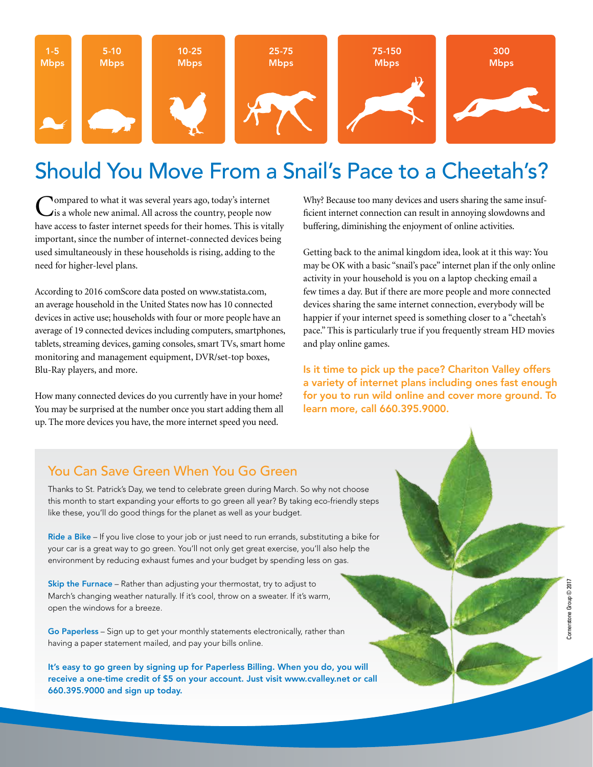1-5 Mbps | 5-10 Mbps | 10-25 Mbps | 25-75 Mbps | 75-150 Mbps | 300 Mbps

# Should You Move From a Snail's Pace to a Cheetah's?

Compared to what it was several years ago, today's internet is a whole new animal. All across the country, people now have access to faster internet speeds for their homes. This is vitally important, since the number of internet-connected devices being used simultaneously in these households is rising, adding to the need for higher-level plans.

According to 2016 comScore data posted on www.statista.com, an average household in the United States now has 10 connected devices in active use; households with four or more people have an average of 19 connected devices including computers, smartphones, tablets, streaming devices, gaming consoles, smart TVs, smart home monitoring and management equipment, DVR/set-top boxes, Blu-Ray players, and more.

How many connected devices do you currently have in your home? You may be surprised at the number once you start adding them all up. The more devices you have, the more internet speed you need.

Why? Because too many devices and users sharing the same insufficient internet connection can result in annoying slowdowns and buffering, diminishing the enjoyment of online activities.

Getting back to the animal kingdom idea, look at it this way: You may be OK with a basic "snail's pace" internet plan if the only online activity in your household is you on a laptop checking email a few times a day. But if there are more people and more connected devices sharing the same internet connection, everybody will be happier if your internet speed is something closer to a "cheetah's pace." This is particularly true if you frequently stream HD movies and play online games.

**Is it time to pick up the pace? Chariton Valley offers a variety of internet plans including ones fast enough for you to run wild online and cover more ground. To learn more, call 660.395.9000.**

## You Can Save Green When You Go Green

Thanks to St. Patrick's Day, we tend to celebrate green during March. So why not choose this month to start expanding your efforts to go green all year? By taking eco-friendly steps like these, you'll do good things for the planet as well as your budget.

**Ride a Bike** – If you live close to your job or just need to run errands, substituting a bike for your car is a great way to go green. You'll not only get great exercise, you'll also help the environment by reducing exhaust fumes and your budget by spending less on gas.

**Skip the Furnace** – Rather than adjusting your thermostat, try to adjust to March's changing weather naturally. If it's cool, throw on a sweater. If it's warm, open the windows for a breeze.

**Go Paperless** – Sign up to get your monthly statements electronically, rather than having a paper statement mailed, and pay your bills online.

**It's easy to go green by signing up for Paperless Billing. When you do, you will receive a one-time credit of $5 on your account. Just visit www.cvalley.net or call 660.395.9000 and sign up today.**

Cornerstone Group © 2017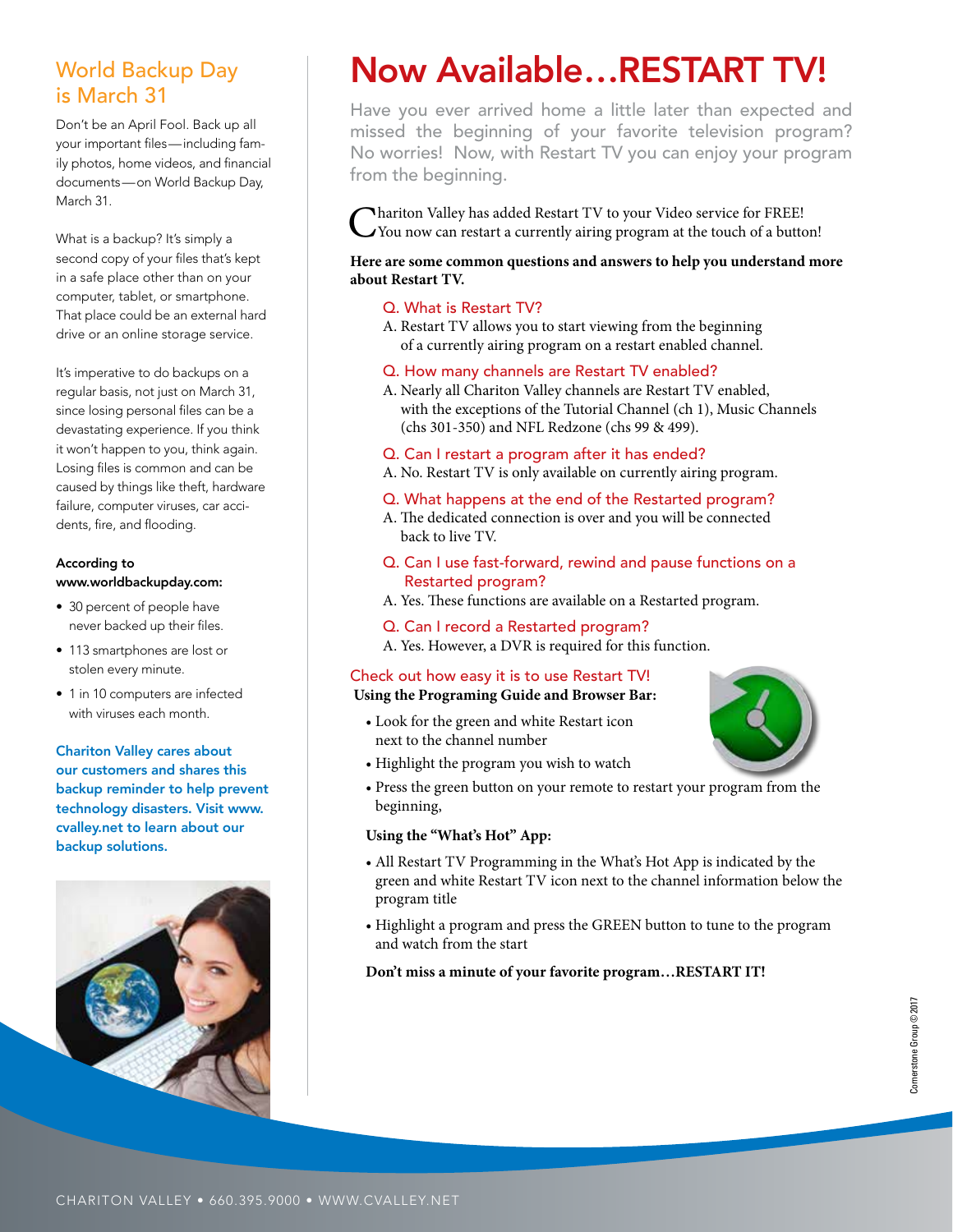## World Backup Day is March 31

Don't be an April Fool. Back up all your important files—including family photos, home videos, and financial documents—on World Backup Day, March 31.

What is a backup? It's simply a second copy of your files that's kept in a safe place other than on your computer, tablet, or smartphone. That place could be an external hard drive or an online storage service.

It's imperative to do backups on a regular basis, not just on March 31, since losing personal files can be a devastating experience. If you think it won't happen to you, think again. Losing files is common and can be caused by things like theft, hardware failure, computer viruses, car accidents, fire, and flooding.

**According to www.worldbackupday.com:**

- 30 percent of people have never backed up their files.
- 113 smartphones are lost or stolen every minute.
- 1 in 10 computers are infected with viruses each month.

**Chariton Valley cares about our customers and shares this backup reminder to help prevent technology disasters. Visit www.cvalley.net to learn about our backup solutions.**

# Now Available…RESTART TV!

Have you ever arrived home a little later than expected and missed the beginning of your favorite television program? No worries! Now, with Restart TV you can enjoy your program from the beginning.

Chariton Valley has added Restart TV to your Video service for FREE! You now can restart a currently airing program at the touch of a button!

**Here are some common questions and answers to help you understand more about Restart TV.**

Q. What is Restart TV?
A. Restart TV allows you to start viewing from the beginning of a currently airing program on a restart enabled channel.

Q. How many channels are Restart TV enabled?
A. Nearly all Chariton Valley channels are Restart TV enabled, with the exceptions of the Tutorial Channel (ch 1), Music Channels (chs 301-350) and NFL Redzone (chs 99 & 499).

Q. Can I restart a program after it has ended?
A. No. Restart TV is only available on currently airing program.

Q. What happens at the end of the Restarted program?
A. The dedicated connection is over and you will be connected back to live TV.

Q. Can I use fast-forward, rewind and pause functions on a Restarted program?
A. Yes. These functions are available on a Restarted program.

Q. Can I record a Restarted program?
A. Yes. However, a DVR is required for this function.

### Check out how easy it is to use Restart TV!

**Using the Programing Guide and Browser Bar:**

- Look for the green and white Restart icon next to the channel number
- Highlight the program you wish to watch
- Press the green button on your remote to restart your program from the beginning,

**Using the "What's Hot" App:**

- All Restart TV Programming in the What's Hot App is indicated by the green and white Restart TV icon next to the channel information below the program title
- Highlight a program and press the GREEN button to tune to the program and watch from the start

**Don't miss a minute of your favorite program…RESTART IT!**

Cornerstone Group ©2017

CHARITON VALLEY • 660.395.9000 • WWW.CVALLEY.NET